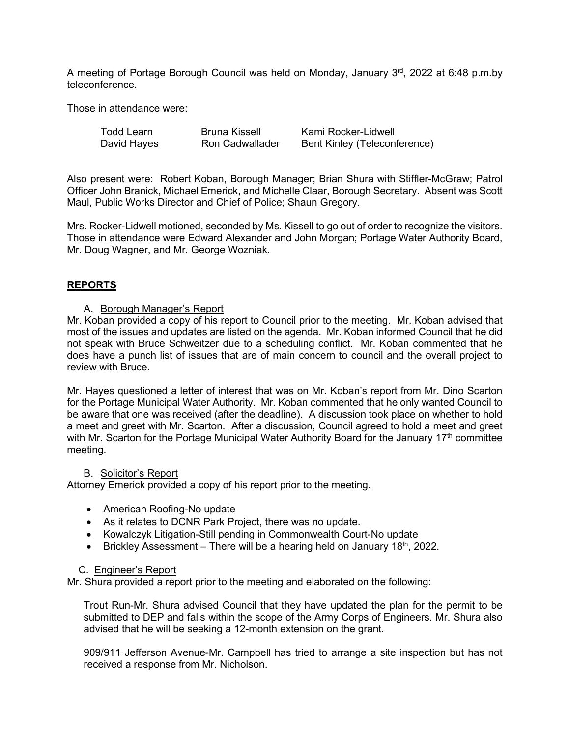A meeting of Portage Borough Council was held on Monday, January 3rd, 2022 at 6:48 p.m.by teleconference.

Those in attendance were:

| | | |
|---|---|---|
| Todd Learn | Bruna Kissell | Kami Rocker-Lidwell |
| David Hayes | Ron Cadwallader | Bent Kinley (Teleconference) |

Also present were: Robert Koban, Borough Manager; Brian Shura with Stiffler-McGraw; Patrol Officer John Branick, Michael Emerick, and Michelle Claar, Borough Secretary. Absent was Scott Maul, Public Works Director and Chief of Police; Shaun Gregory.

Mrs. Rocker-Lidwell motioned, seconded by Ms. Kissell to go out of order to recognize the visitors. Those in attendance were Edward Alexander and John Morgan; Portage Water Authority Board, Mr. Doug Wagner, and Mr. George Wozniak.

## REPORTS

A. Borough Manager's Report

Mr. Koban provided a copy of his report to Council prior to the meeting. Mr. Koban advised that most of the issues and updates are listed on the agenda. Mr. Koban informed Council that he did not speak with Bruce Schweitzer due to a scheduling conflict. Mr. Koban commented that he does have a punch list of issues that are of main concern to council and the overall project to review with Bruce.

Mr. Hayes questioned a letter of interest that was on Mr. Koban's report from Mr. Dino Scarton for the Portage Municipal Water Authority. Mr. Koban commented that he only wanted Council to be aware that one was received (after the deadline). A discussion took place on whether to hold a meet and greet with Mr. Scarton. After a discussion, Council agreed to hold a meet and greet with Mr. Scarton for the Portage Municipal Water Authority Board for the January 17th committee meeting.

B. Solicitor's Report

Attorney Emerick provided a copy of his report prior to the meeting.

- American Roofing-No update
- As it relates to DCNR Park Project, there was no update.
- Kowalczyk Litigation-Still pending in Commonwealth Court-No update
- Brickley Assessment – There will be a hearing held on January 18th, 2022.

C. Engineer's Report

Mr. Shura provided a report prior to the meeting and elaborated on the following:

Trout Run-Mr. Shura advised Council that they have updated the plan for the permit to be submitted to DEP and falls within the scope of the Army Corps of Engineers. Mr. Shura also advised that he will be seeking a 12-month extension on the grant.

909/911 Jefferson Avenue-Mr. Campbell has tried to arrange a site inspection but has not received a response from Mr. Nicholson.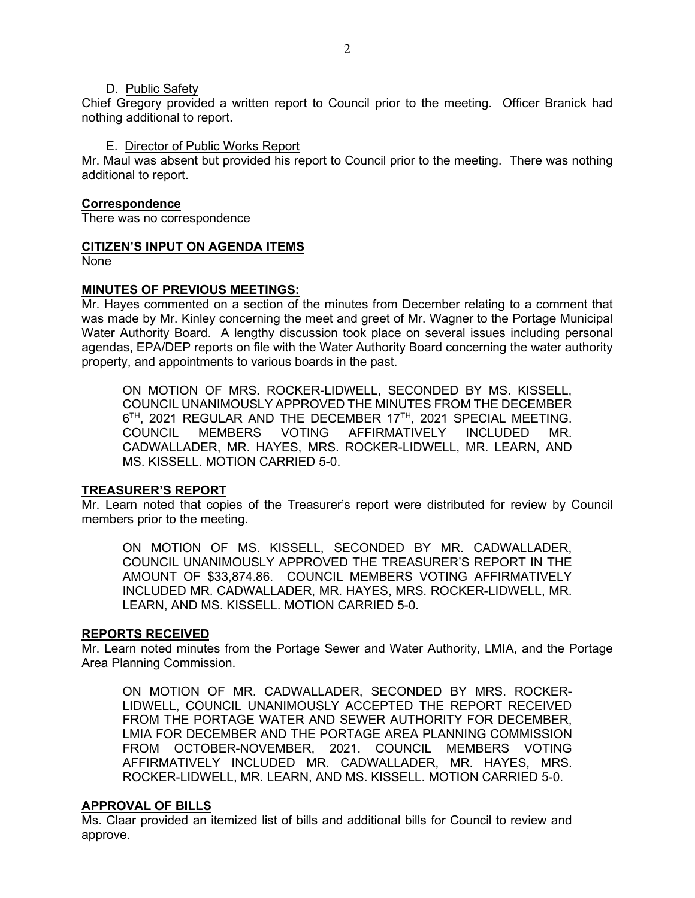D. Public Safety

Chief Gregory provided a written report to Council prior to the meeting. Officer Branick had nothing additional to report.

E. Director of Public Works Report

Mr. Maul was absent but provided his report to Council prior to the meeting. There was nothing additional to report.

**Correspondence**

There was no correspondence

**CITIZEN'S INPUT ON AGENDA ITEMS**

None

**MINUTES OF PREVIOUS MEETINGS:**

Mr. Hayes commented on a section of the minutes from December relating to a comment that was made by Mr. Kinley concerning the meet and greet of Mr. Wagner to the Portage Municipal Water Authority Board. A lengthy discussion took place on several issues including personal agendas, EPA/DEP reports on file with the Water Authority Board concerning the water authority property, and appointments to various boards in the past.

> ON MOTION OF MRS. ROCKER-LIDWELL, SECONDED BY MS. KISSELL, COUNCIL UNANIMOUSLY APPROVED THE MINUTES FROM THE DECEMBER 6TH, 2021 REGULAR AND THE DECEMBER 17TH, 2021 SPECIAL MEETING. COUNCIL MEMBERS VOTING AFFIRMATIVELY INCLUDED MR. CADWALLADER, MR. HAYES, MRS. ROCKER-LIDWELL, MR. LEARN, AND MS. KISSELL. MOTION CARRIED 5-0.

**TREASURER'S REPORT**

Mr. Learn noted that copies of the Treasurer's report were distributed for review by Council members prior to the meeting.

> ON MOTION OF MS. KISSELL, SECONDED BY MR. CADWALLADER, COUNCIL UNANIMOUSLY APPROVED THE TREASURER'S REPORT IN THE AMOUNT OF $33,874.86. COUNCIL MEMBERS VOTING AFFIRMATIVELY INCLUDED MR. CADWALLADER, MR. HAYES, MRS. ROCKER-LIDWELL, MR. LEARN, AND MS. KISSELL. MOTION CARRIED 5-0.

**REPORTS RECEIVED**

Mr. Learn noted minutes from the Portage Sewer and Water Authority, LMIA, and the Portage Area Planning Commission.

> ON MOTION OF MR. CADWALLADER, SECONDED BY MRS. ROCKER-LIDWELL, COUNCIL UNANIMOUSLY ACCEPTED THE REPORT RECEIVED FROM THE PORTAGE WATER AND SEWER AUTHORITY FOR DECEMBER, LMIA FOR DECEMBER AND THE PORTAGE AREA PLANNING COMMISSION FROM OCTOBER-NOVEMBER, 2021. COUNCIL MEMBERS VOTING AFFIRMATIVELY INCLUDED MR. CADWALLADER, MR. HAYES, MRS. ROCKER-LIDWELL, MR. LEARN, AND MS. KISSELL. MOTION CARRIED 5-0.

**APPROVAL OF BILLS**

Ms. Claar provided an itemized list of bills and additional bills for Council to review and approve.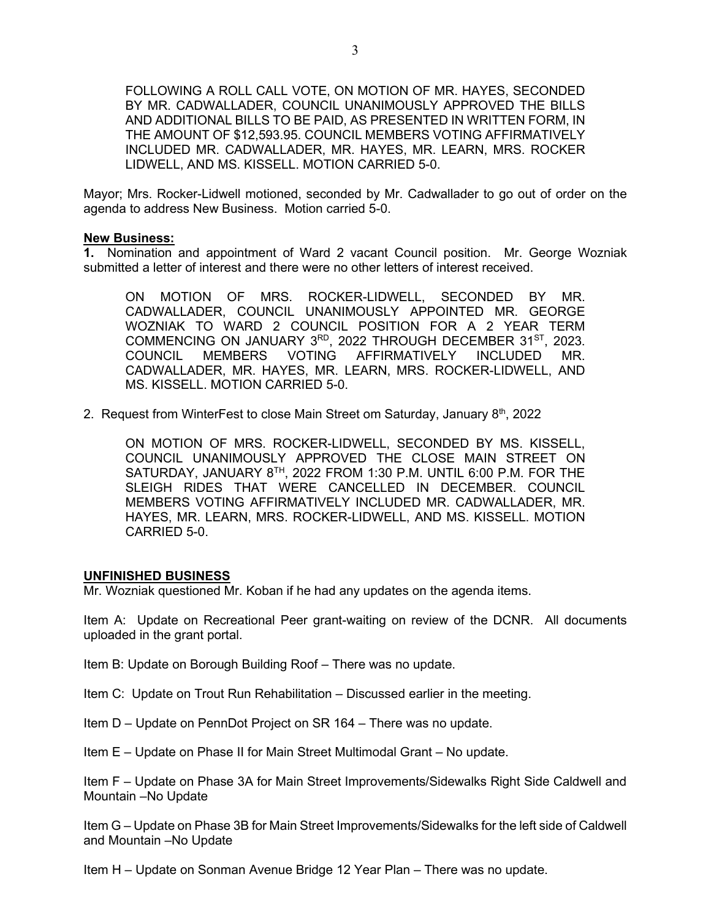FOLLOWING A ROLL CALL VOTE, ON MOTION OF MR. HAYES, SECONDED BY MR. CADWALLADER, COUNCIL UNANIMOUSLY APPROVED THE BILLS AND ADDITIONAL BILLS TO BE PAID, AS PRESENTED IN WRITTEN FORM, IN THE AMOUNT OF $12,593.95. COUNCIL MEMBERS VOTING AFFIRMATIVELY INCLUDED MR. CADWALLADER, MR. HAYES, MR. LEARN, MRS. ROCKER LIDWELL, AND MS. KISSELL. MOTION CARRIED 5-0.

Mayor; Mrs. Rocker-Lidwell motioned, seconded by Mr. Cadwallader to go out of order on the agenda to address New Business. Motion carried 5-0.

**New Business:**

**1.** Nomination and appointment of Ward 2 vacant Council position. Mr. George Wozniak submitted a letter of interest and there were no other letters of interest received.

ON MOTION OF MRS. ROCKER-LIDWELL, SECONDED BY MR. CADWALLADER, COUNCIL UNANIMOUSLY APPOINTED MR. GEORGE WOZNIAK TO WARD 2 COUNCIL POSITION FOR A 2 YEAR TERM COMMENCING ON JANUARY 3RD, 2022 THROUGH DECEMBER 31ST, 2023. COUNCIL MEMBERS VOTING AFFIRMATIVELY INCLUDED MR. CADWALLADER, MR. HAYES, MR. LEARN, MRS. ROCKER-LIDWELL, AND MS. KISSELL. MOTION CARRIED 5-0.

2. Request from WinterFest to close Main Street om Saturday, January 8th, 2022

ON MOTION OF MRS. ROCKER-LIDWELL, SECONDED BY MS. KISSELL, COUNCIL UNANIMOUSLY APPROVED THE CLOSE MAIN STREET ON SATURDAY, JANUARY 8TH, 2022 FROM 1:30 P.M. UNTIL 6:00 P.M. FOR THE SLEIGH RIDES THAT WERE CANCELLED IN DECEMBER. COUNCIL MEMBERS VOTING AFFIRMATIVELY INCLUDED MR. CADWALLADER, MR. HAYES, MR. LEARN, MRS. ROCKER-LIDWELL, AND MS. KISSELL. MOTION CARRIED 5-0.

**UNFINISHED BUSINESS**

Mr. Wozniak questioned Mr. Koban if he had any updates on the agenda items.

Item A: Update on Recreational Peer grant-waiting on review of the DCNR. All documents uploaded in the grant portal.

Item B: Update on Borough Building Roof – There was no update.

Item C: Update on Trout Run Rehabilitation – Discussed earlier in the meeting.

Item D – Update on PennDot Project on SR 164 – There was no update.

Item E – Update on Phase II for Main Street Multimodal Grant – No update.

Item F – Update on Phase 3A for Main Street Improvements/Sidewalks Right Side Caldwell and Mountain –No Update

Item G – Update on Phase 3B for Main Street Improvements/Sidewalks for the left side of Caldwell and Mountain –No Update

Item H – Update on Sonman Avenue Bridge 12 Year Plan – There was no update.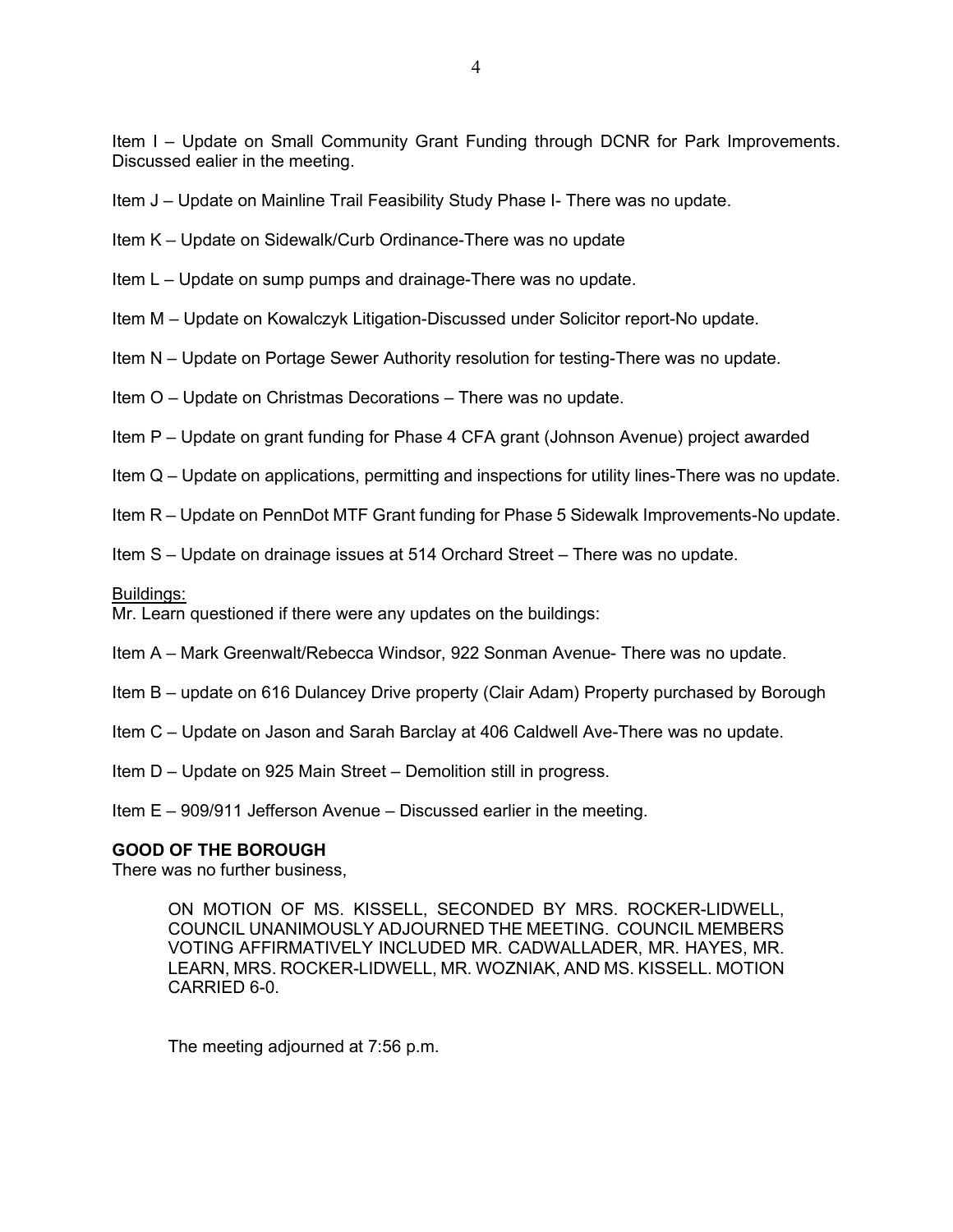Item I – Update on Small Community Grant Funding through DCNR for Park Improvements. Discussed ealier in the meeting.

Item J – Update on Mainline Trail Feasibility Study Phase I- There was no update.

Item K – Update on Sidewalk/Curb Ordinance-There was no update

Item L – Update on sump pumps and drainage-There was no update.

Item M – Update on Kowalczyk Litigation-Discussed under Solicitor report-No update.

Item N – Update on Portage Sewer Authority resolution for testing-There was no update.

Item O – Update on Christmas Decorations – There was no update.

Item P – Update on grant funding for Phase 4 CFA grant (Johnson Avenue) project awarded

Item Q – Update on applications, permitting and inspections for utility lines-There was no update.

Item R – Update on PennDot MTF Grant funding for Phase 5 Sidewalk Improvements-No update.

Item S – Update on drainage issues at 514 Orchard Street – There was no update.

<u>Buildings:</u>
Mr. Learn questioned if there were any updates on the buildings:

Item A – Mark Greenwalt/Rebecca Windsor, 922 Sonman Avenue- There was no update.

Item B – update on 616 Dulancey Drive property (Clair Adam) Property purchased by Borough

Item C – Update on Jason and Sarah Barclay at 406 Caldwell Ave-There was no update.

Item D – Update on 925 Main Street – Demolition still in progress.

Item E – 909/911 Jefferson Avenue – Discussed earlier in the meeting.

**GOOD OF THE BOROUGH**
There was no further business,

> ON MOTION OF MS. KISSELL, SECONDED BY MRS. ROCKER-LIDWELL, COUNCIL UNANIMOUSLY ADJOURNED THE MEETING. COUNCIL MEMBERS VOTING AFFIRMATIVELY INCLUDED MR. CADWALLADER, MR. HAYES, MR. LEARN, MRS. ROCKER-LIDWELL, MR. WOZNIAK, AND MS. KISSELL. MOTION CARRIED 6-0.

The meeting adjourned at 7:56 p.m.